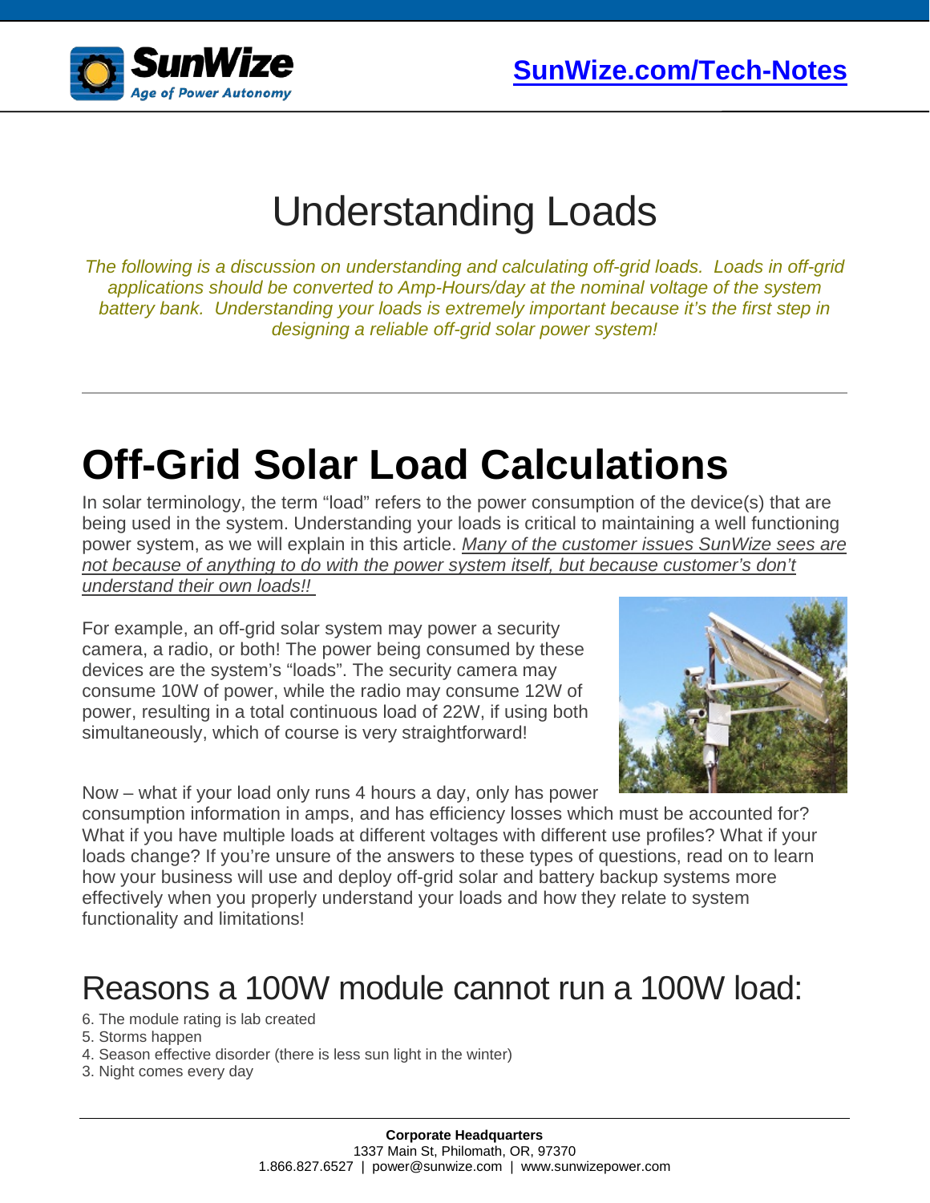# Understanding Loads

*The following is a discussion on understanding and calculating off-grid loads. Loads in off-grid applications should be converted to Amp-Hours/day at the nominal voltage of the system battery bank. Understanding your loads is extremely important because it's the first step in designing a reliable off-grid solar power system!*

---

# Off-Grid Solar Load Calculations

In solar terminology, the term "load" refers to the power consumption of the device(s) that are being used in the system. Understanding your loads is critical to maintaining a well functioning power system, as we will explain in this article. *Many of the customer issues SunWize sees are not because of anything to do with the power system itself, but because customer's don't understand their own loads!!*

For example, an off-grid solar system may power a security camera, a radio, or both! The power being consumed by these devices are the system's "loads". The security camera may consume 10W of power, while the radio may consume 12W of power, resulting in a total continuous load of 22W, if using both simultaneously, which of course is very straightforward!

Now – what if your load only runs 4 hours a day, only has power consumption information in amps, and has efficiency losses which must be accounted for? What if you have multiple loads at different voltages with different use profiles? What if your loads change? If you're unsure of the answers to these types of questions, read on to learn how your business will use and deploy off-grid solar and battery backup systems more effectively when you properly understand your loads and how they relate to system functionality and limitations!

## Reasons a 100W module cannot run a 100W load:

6. The module rating is lab created
5. Storms happen
4. Season effective disorder (there is less sun light in the winter)
3. Night comes every day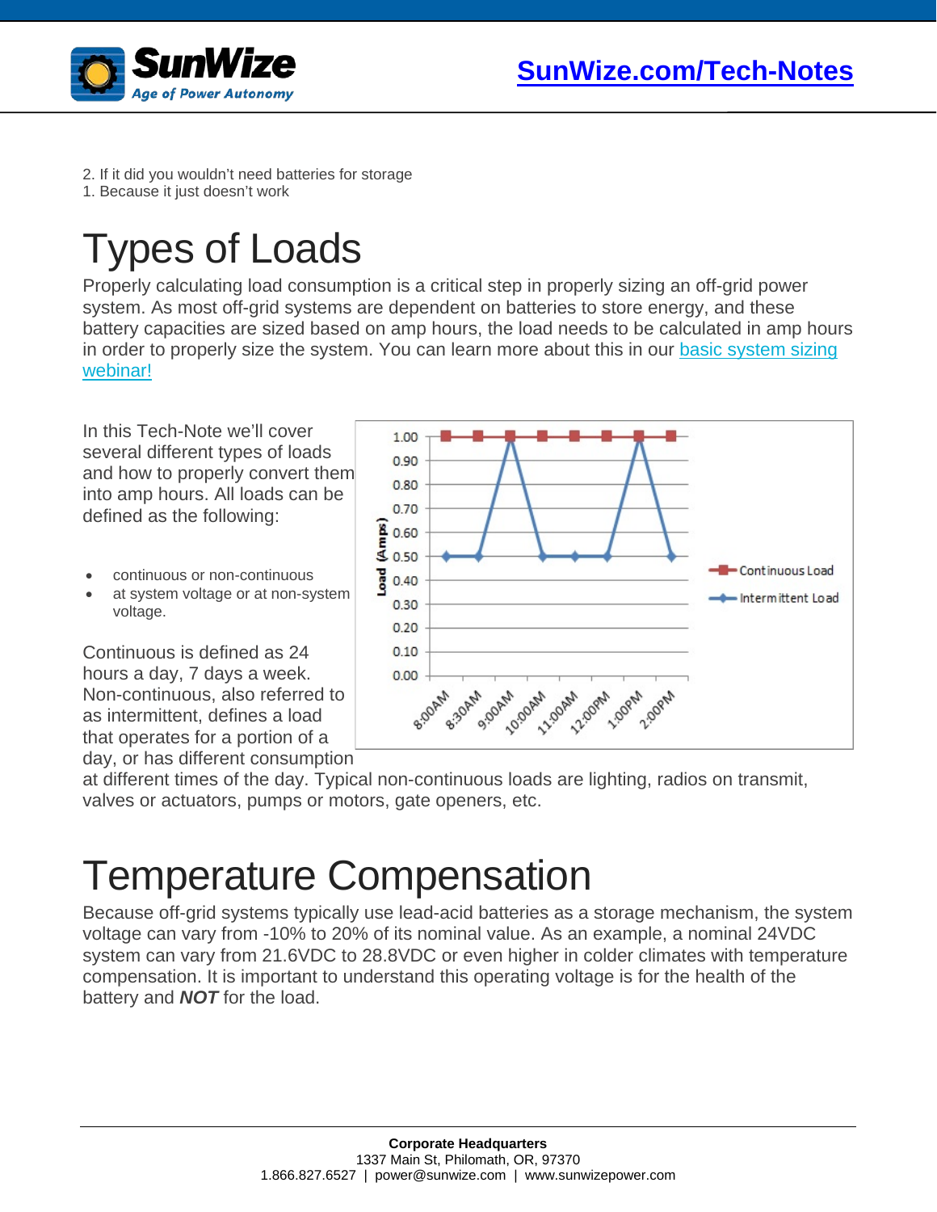2. If it did you wouldn't need batteries for storage
1. Because it just doesn't work

# Types of Loads

Properly calculating load consumption is a critical step in properly sizing an off-grid power system. As most off-grid systems are dependent on batteries to store energy, and these battery capacities are sized based on amp hours, the load needs to be calculated in amp hours in order to properly size the system. You can learn more about this in our basic system sizing webinar!

In this Tech-Note we'll cover several different types of loads and how to properly convert them into amp hours. All loads can be defined as the following:

- continuous or non-continuous
- at system voltage or at non-system voltage.

Continuous is defined as 24 hours a day, 7 days a week. Non-continuous, also referred to as intermittent, defines a load that operates for a portion of a day, or has different consumption at different times of the day. Typical non-continuous loads are lighting, radios on transmit, valves or actuators, pumps or motors, gate openers, etc.

# Temperature Compensation

Because off-grid systems typically use lead-acid batteries as a storage mechanism, the system voltage can vary from -10% to 20% of its nominal value. As an example, a nominal 24VDC system can vary from 21.6VDC to 28.8VDC or even higher in colder climates with temperature compensation. It is important to understand this operating voltage is for the health of the battery and ***NOT*** for the load.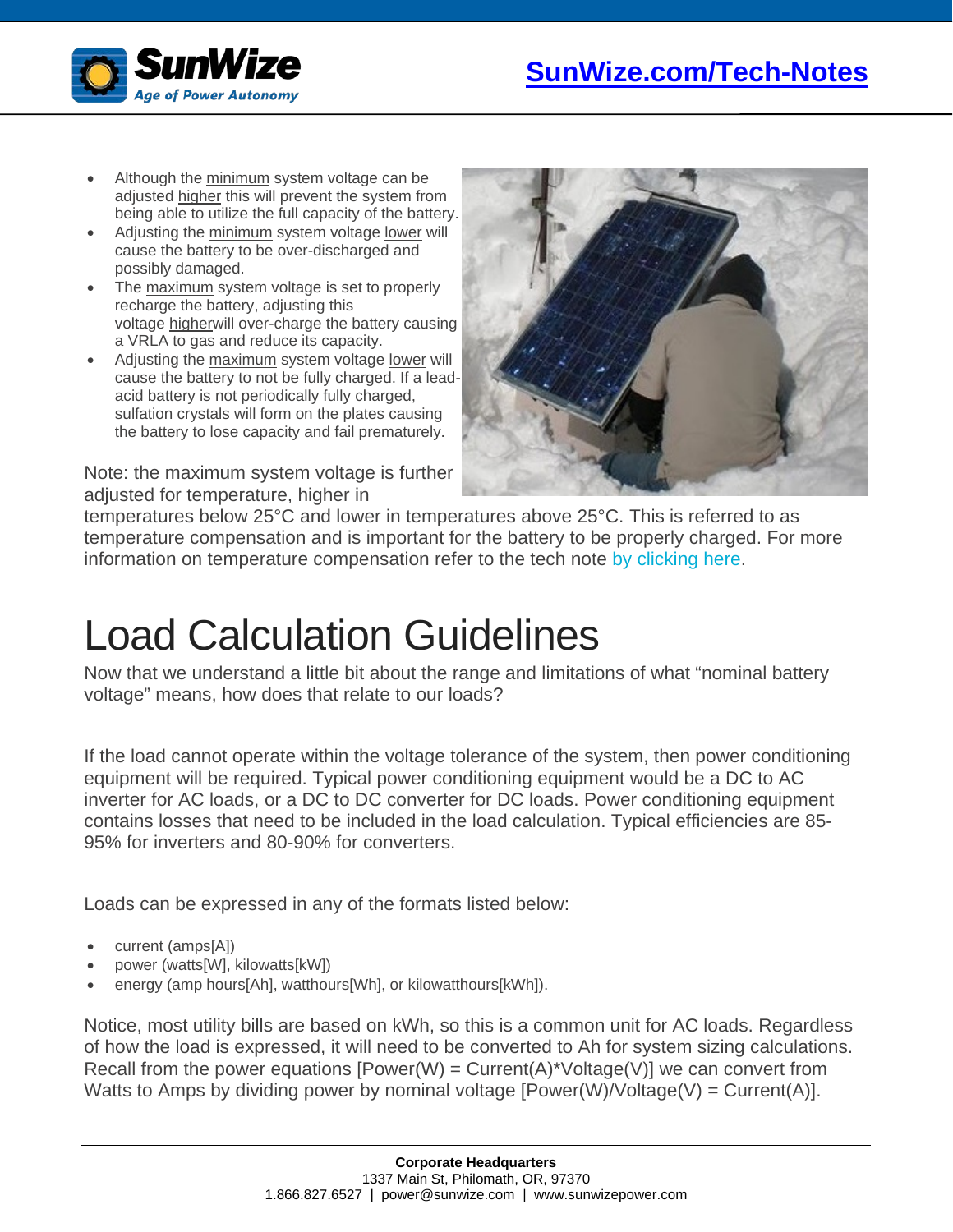- Although the minimum system voltage can be adjusted higher this will prevent the system from being able to utilize the full capacity of the battery.
- Adjusting the minimum system voltage lower will cause the battery to be over-discharged and possibly damaged.
- The maximum system voltage is set to properly recharge the battery, adjusting this voltage higherwill over-charge the battery causing a VRLA to gas and reduce its capacity.
- Adjusting the maximum system voltage lower will cause the battery to not be fully charged. If a lead-acid battery is not periodically fully charged, sulfation crystals will form on the plates causing the battery to lose capacity and fail prematurely.

Note: the maximum system voltage is further adjusted for temperature, higher in temperatures below 25°C and lower in temperatures above 25°C. This is referred to as temperature compensation and is important for the battery to be properly charged. For more information on temperature compensation refer to the tech note by clicking here.

# Load Calculation Guidelines

Now that we understand a little bit about the range and limitations of what "nominal battery voltage" means, how does that relate to our loads?

If the load cannot operate within the voltage tolerance of the system, then power conditioning equipment will be required. Typical power conditioning equipment would be a DC to AC inverter for AC loads, or a DC to DC converter for DC loads. Power conditioning equipment contains losses that need to be included in the load calculation. Typical efficiencies are 85-95% for inverters and 80-90% for converters.

Loads can be expressed in any of the formats listed below:

- current (amps[A])
- power (watts[W], kilowatts[kW])
- energy (amp hours[Ah], watthours[Wh], or kilowatthours[kWh]).

Notice, most utility bills are based on kWh, so this is a common unit for AC loads. Regardless of how the load is expressed, it will need to be converted to Ah for system sizing calculations. Recall from the power equations [Power(W) = Current(A)*Voltage(V)] we can convert from Watts to Amps by dividing power by nominal voltage [Power(W)/Voltage(V) = Current(A)].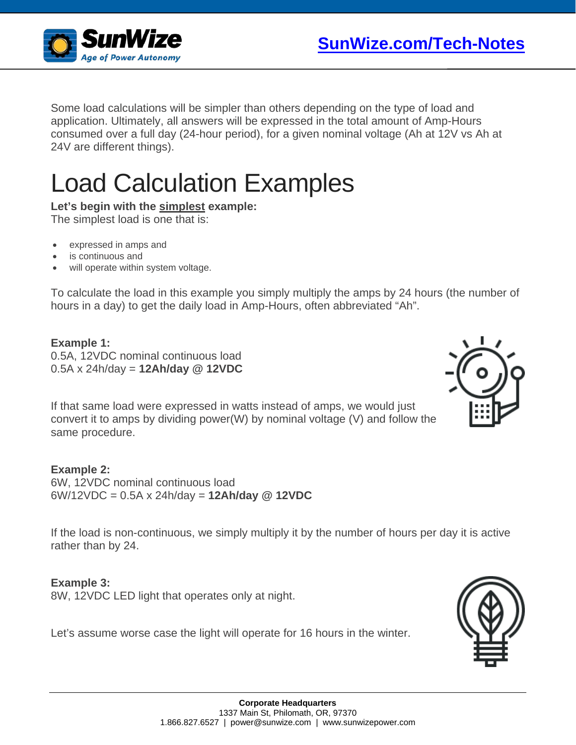Some load calculations will be simpler than others depending on the type of load and application. Ultimately, all answers will be expressed in the total amount of Amp-Hours consumed over a full day (24-hour period), for a given nominal voltage (Ah at 12V vs Ah at 24V are different things).

# Load Calculation Examples

**Let's begin with the simplest example:**
The simplest load is one that is:

- expressed in amps and
- is continuous and
- will operate within system voltage.

To calculate the load in this example you simply multiply the amps by 24 hours (the number of hours in a day) to get the daily load in Amp-Hours, often abbreviated "Ah".

**Example 1:**
0.5A, 12VDC nominal continuous load
0.5A x 24h/day = **12Ah/day @ 12VDC**

If that same load were expressed in watts instead of amps, we would just convert it to amps by dividing power(W) by nominal voltage (V) and follow the same procedure.

**Example 2:**
6W, 12VDC nominal continuous load
6W/12VDC = 0.5A x 24h/day = **12Ah/day @ 12VDC**

If the load is non-continuous, we simply multiply it by the number of hours per day it is active rather than by 24.

**Example 3:**
8W, 12VDC LED light that operates only at night.

Let's assume worse case the light will operate for 16 hours in the winter.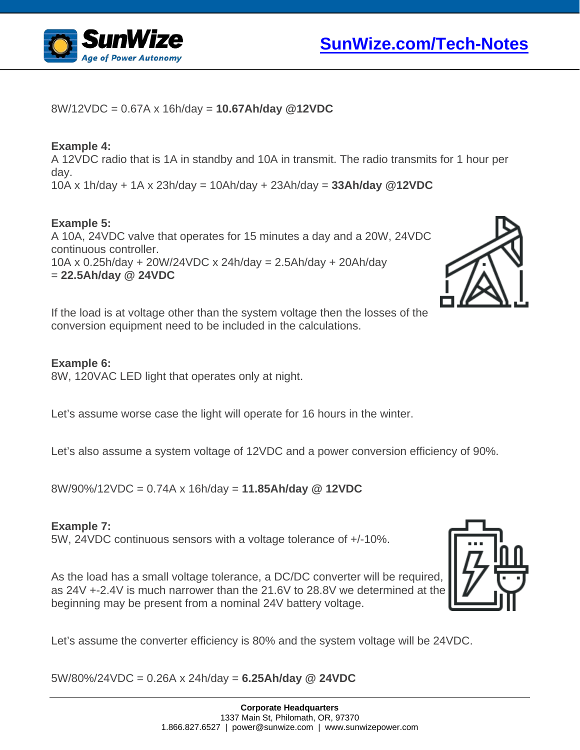8W/12VDC = 0.67A x 16h/day = **10.67Ah/day @12VDC**

**Example 4:**
A 12VDC radio that is 1A in standby and 10A in transmit. The radio transmits for 1 hour per day.
10A x 1h/day + 1A x 23h/day = 10Ah/day + 23Ah/day = **33Ah/day @12VDC**

**Example 5:**
A 10A, 24VDC valve that operates for 15 minutes a day and a 20W, 24VDC continuous controller.
10A x 0.25h/day + 20W/24VDC x 24h/day = 2.5Ah/day + 20Ah/day
= **22.5Ah/day @ 24VDC**

If the load is at voltage other than the system voltage then the losses of the conversion equipment need to be included in the calculations.

**Example 6:**
8W, 120VAC LED light that operates only at night.

Let's assume worse case the light will operate for 16 hours in the winter.

Let's also assume a system voltage of 12VDC and a power conversion efficiency of 90%.

8W/90%/12VDC = 0.74A x 16h/day = **11.85Ah/day @ 12VDC**

**Example 7:**
5W, 24VDC continuous sensors with a voltage tolerance of +/-10%.

As the load has a small voltage tolerance, a DC/DC converter will be required, as 24V +-2.4V is much narrower than the 21.6V to 28.8V we determined at the beginning may be present from a nominal 24V battery voltage.

Let's assume the converter efficiency is 80% and the system voltage will be 24VDC.

5W/80%/24VDC = 0.26A x 24h/day = **6.25Ah/day @ 24VDC**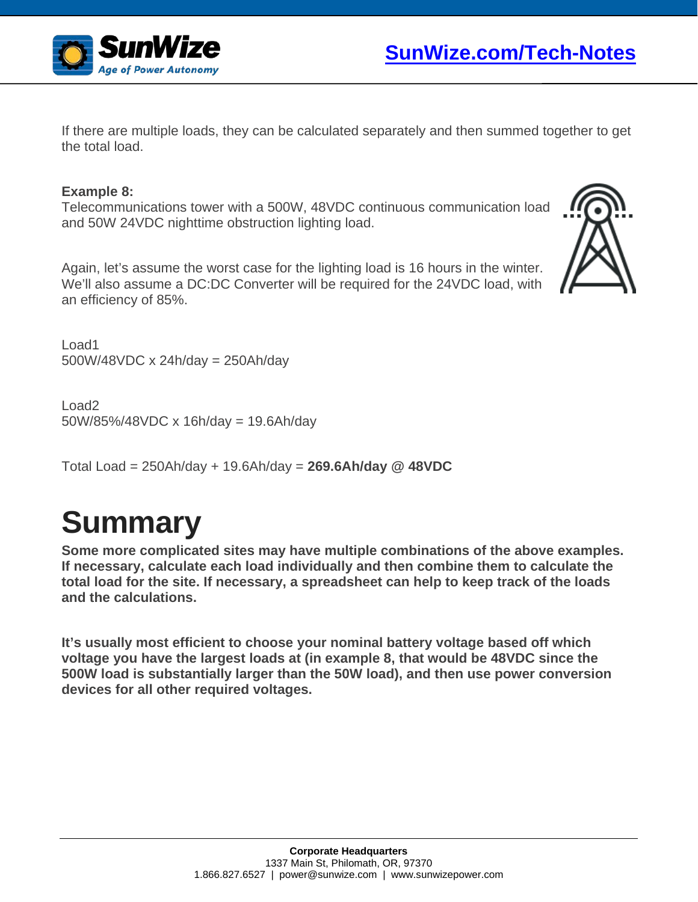If there are multiple loads, they can be calculated separately and then summed together to get the total load.

**Example 8:**
Telecommunications tower with a 500W, 48VDC continuous communication load and 50W 24VDC nighttime obstruction lighting load.

Again, let's assume the worst case for the lighting load is 16 hours in the winter. We'll also assume a DC:DC Converter will be required for the 24VDC load, with an efficiency of 85%.

Load1
500W/48VDC x 24h/day = 250Ah/day

Load2
50W/85%/48VDC x 16h/day = 19.6Ah/day

Total Load = 250Ah/day + 19.6Ah/day = **269.6Ah/day** @ **48VDC**

# Summary

**Some more complicated sites may have multiple combinations of the above examples. If necessary, calculate each load individually and then combine them to calculate the total load for the site. If necessary, a spreadsheet can help to keep track of the loads and the calculations.**

**It's usually most efficient to choose your nominal battery voltage based off which voltage you have the largest loads at (in example 8, that would be 48VDC since the 500W load is substantially larger than the 50W load), and then use power conversion devices for all other required voltages.**